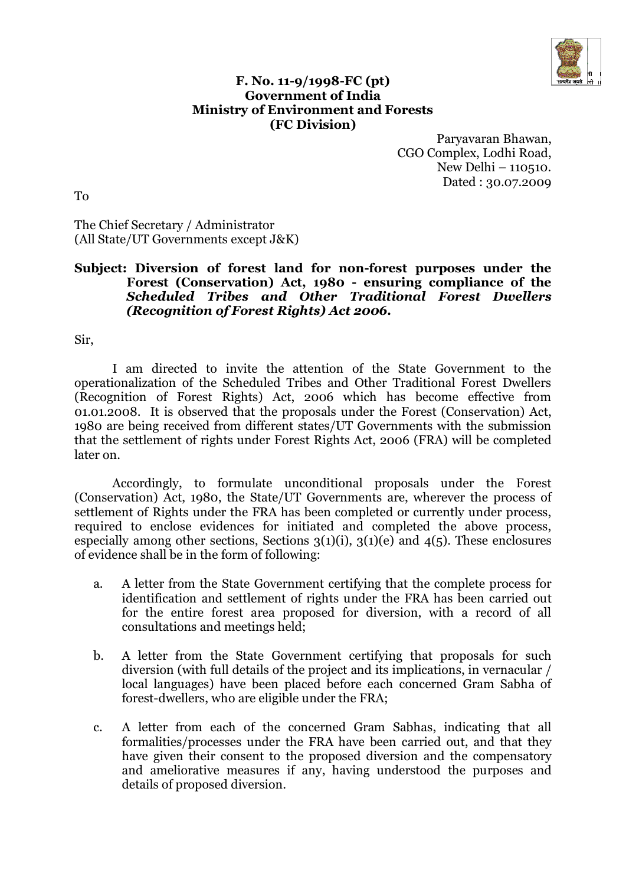**F. No. 11-9/1998-FC (pt)**
**Government of India**
**Ministry of Environment and Forests**
**(FC Division)**

Paryavaran Bhawan,
CGO Complex, Lodhi Road,
New Delhi – 110510.
Dated : 30.07.2009

To

The Chief Secretary / Administrator
(All State/UT Governments except J&K)

**Subject: Diversion of forest land for non-forest purposes under the Forest (Conservation) Act, 1980 - ensuring compliance of the *Scheduled Tribes and Other Traditional Forest Dwellers (Recognition of Forest Rights) Act 2006*.**

Sir,

I am directed to invite the attention of the State Government to the operationalization of the Scheduled Tribes and Other Traditional Forest Dwellers (Recognition of Forest Rights) Act, 2006 which has become effective from 01.01.2008. It is observed that the proposals under the Forest (Conservation) Act, 1980 are being received from different states/UT Governments with the submission that the settlement of rights under Forest Rights Act, 2006 (FRA) will be completed later on.

Accordingly, to formulate unconditional proposals under the Forest (Conservation) Act, 1980, the State/UT Governments are, wherever the process of settlement of Rights under the FRA has been completed or currently under process, required to enclose evidences for initiated and completed the above process, especially among other sections, Sections 3(1)(i), 3(1)(e) and 4(5). These enclosures of evidence shall be in the form of following:

a. A letter from the State Government certifying that the complete process for identification and settlement of rights under the FRA has been carried out for the entire forest area proposed for diversion, with a record of all consultations and meetings held;

b. A letter from the State Government certifying that proposals for such diversion (with full details of the project and its implications, in vernacular / local languages) have been placed before each concerned Gram Sabha of forest-dwellers, who are eligible under the FRA;

c. A letter from each of the concerned Gram Sabhas, indicating that all formalities/processes under the FRA have been carried out, and that they have given their consent to the proposed diversion and the compensatory and ameliorative measures if any, having understood the purposes and details of proposed diversion.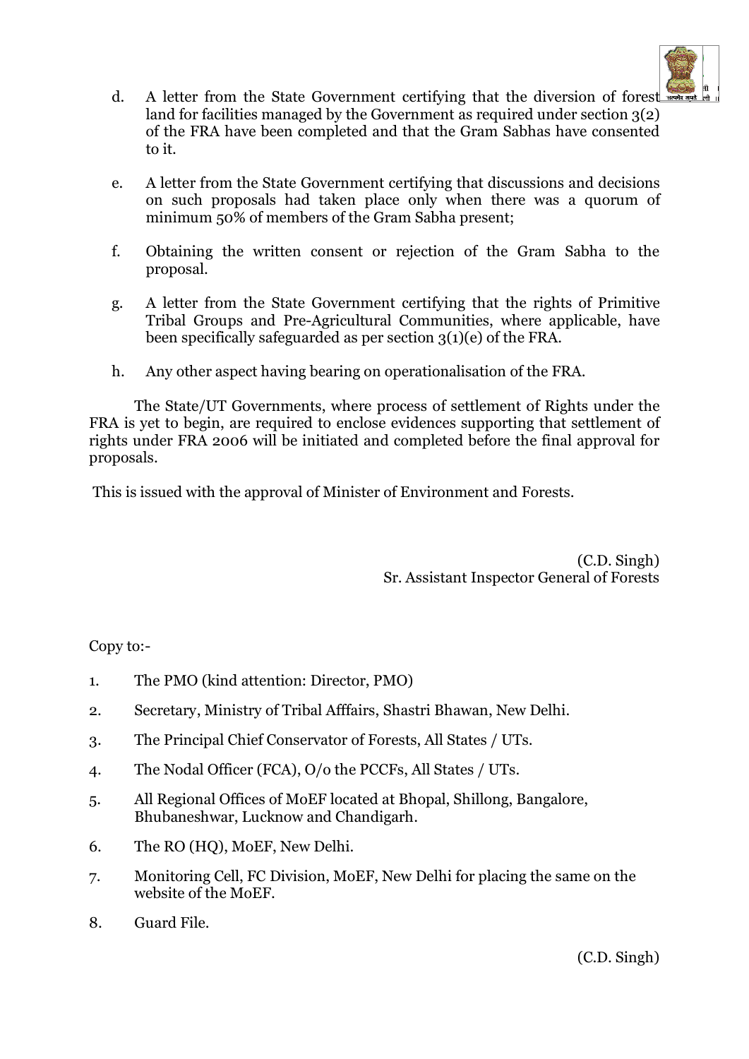d. A letter from the State Government certifying that the diversion of forest land for facilities managed by the Government as required under section 3(2) of the FRA have been completed and that the Gram Sabhas have consented to it.

e. A letter from the State Government certifying that discussions and decisions on such proposals had taken place only when there was a quorum of minimum 50% of members of the Gram Sabha present;

f. Obtaining the written consent or rejection of the Gram Sabha to the proposal.

g. A letter from the State Government certifying that the rights of Primitive Tribal Groups and Pre-Agricultural Communities, where applicable, have been specifically safeguarded as per section 3(1)(e) of the FRA.

h. Any other aspect having bearing on operationalisation of the FRA.

The State/UT Governments, where process of settlement of Rights under the FRA is yet to begin, are required to enclose evidences supporting that settlement of rights under FRA 2006 will be initiated and completed before the final approval for proposals.

This is issued with the approval of Minister of Environment and Forests.

(C.D. Singh)
Sr. Assistant Inspector General of Forests

Copy to:-

1. The PMO (kind attention: Director, PMO)
2. Secretary, Ministry of Tribal Afffairs, Shastri Bhawan, New Delhi.
3. The Principal Chief Conservator of Forests, All States / UTs.
4. The Nodal Officer (FCA), O/o the PCCFs, All States / UTs.
5. All Regional Offices of MoEF located at Bhopal, Shillong, Bangalore, Bhubaneshwar, Lucknow and Chandigarh.
6. The RO (HQ), MoEF, New Delhi.
7. Monitoring Cell, FC Division, MoEF, New Delhi for placing the same on the website of the MoEF.
8. Guard File.

(C.D. Singh)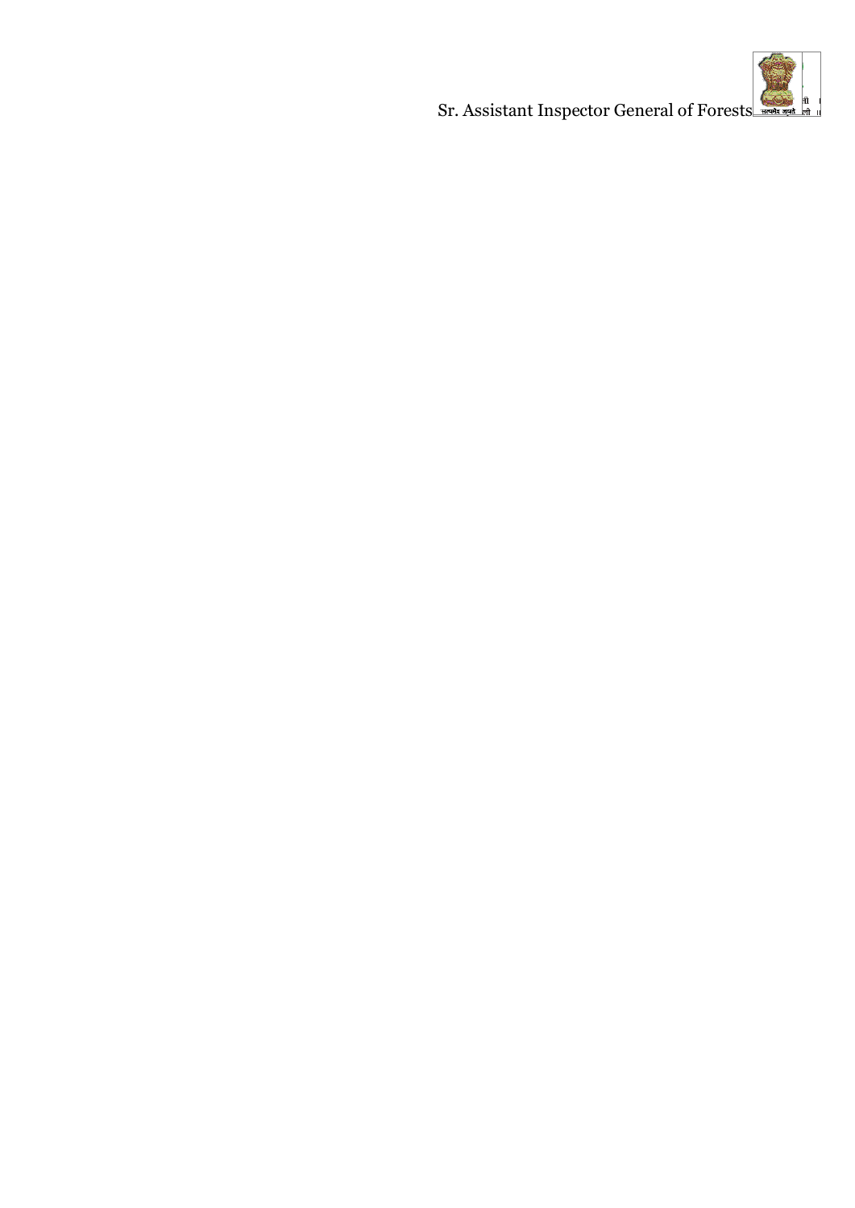Sr. Assistant Inspector General of Forests